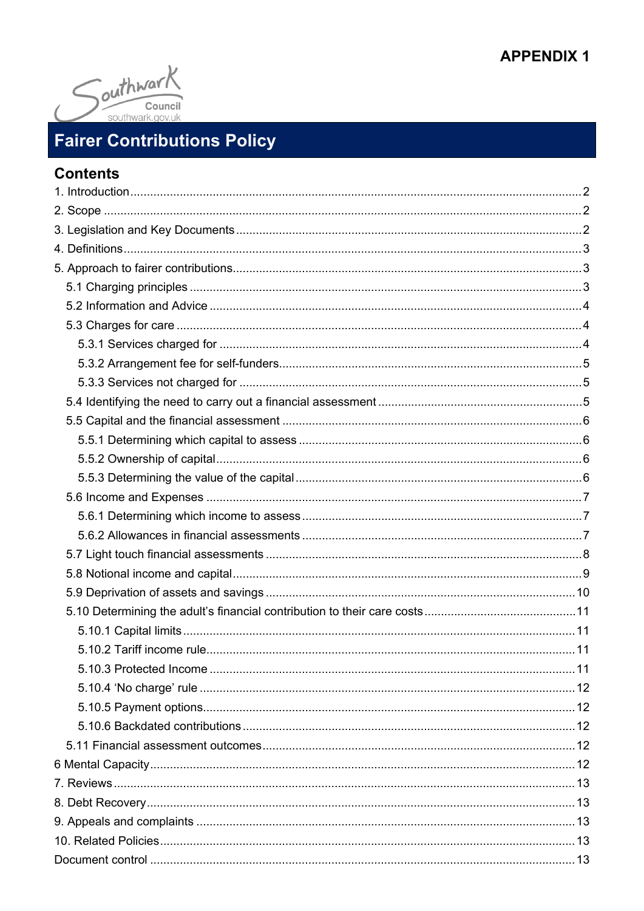**APPENDIX 1**

Southwark Council
southwark.gov.uk

# Fairer Contributions Policy

## Contents

1. Introduction ..... 2
2. Scope ..... 2
3. Legislation and Key Documents ..... 2
4. Definitions ..... 3
5. Approach to fairer contributions ..... 3
   - 5.1 Charging principles ..... 3
   - 5.2 Information and Advice ..... 4
   - 5.3 Charges for care ..... 4
     - 5.3.1 Services charged for ..... 4
     - 5.3.2 Arrangement fee for self-funders ..... 5
     - 5.3.3 Services not charged for ..... 5
   - 5.4 Identifying the need to carry out a financial assessment ..... 5
   - 5.5 Capital and the financial assessment ..... 6
     - 5.5.1 Determining which capital to assess ..... 6
     - 5.5.2 Ownership of capital ..... 6
     - 5.5.3 Determining the value of the capital ..... 6
   - 5.6 Income and Expenses ..... 7
     - 5.6.1 Determining which income to assess ..... 7
     - 5.6.2 Allowances in financial assessments ..... 7
   - 5.7 Light touch financial assessments ..... 8
   - 5.8 Notional income and capital ..... 9
   - 5.9 Deprivation of assets and savings ..... 10
   - 5.10 Determining the adult's financial contribution to their care costs ..... 11
     - 5.10.1 Capital limits ..... 11
     - 5.10.2 Tariff income rule ..... 11
     - 5.10.3 Protected Income ..... 11
     - 5.10.4 'No charge' rule ..... 12
     - 5.10.5 Payment options ..... 12
     - 5.10.6 Backdated contributions ..... 12
   - 5.11 Financial assessment outcomes ..... 12
6 Mental Capacity ..... 12
7. Reviews ..... 13
8. Debt Recovery ..... 13
9. Appeals and complaints ..... 13
10. Related Policies ..... 13

Document control ..... 13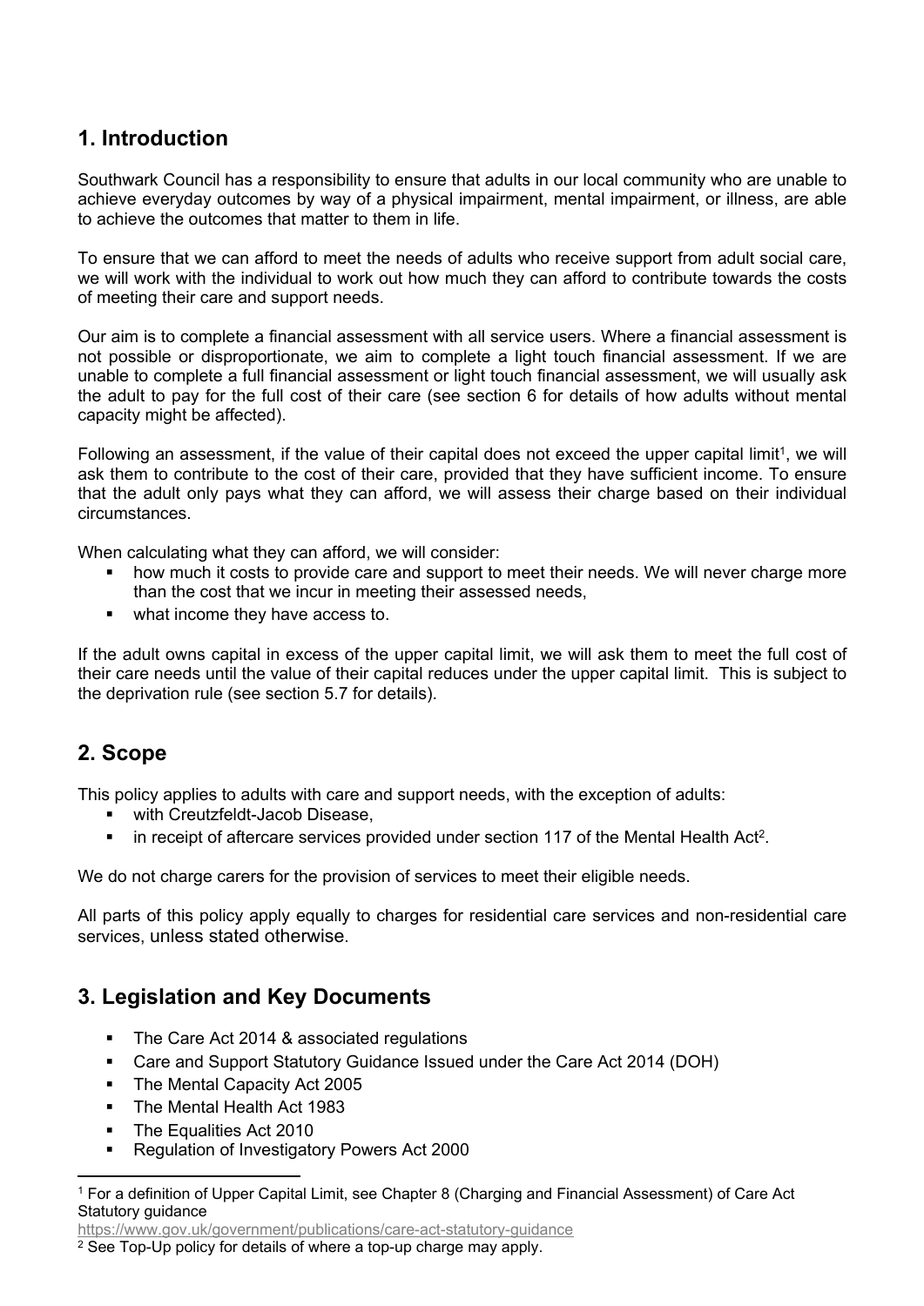## 1. Introduction

Southwark Council has a responsibility to ensure that adults in our local community who are unable to achieve everyday outcomes by way of a physical impairment, mental impairment, or illness, are able to achieve the outcomes that matter to them in life.

To ensure that we can afford to meet the needs of adults who receive support from adult social care, we will work with the individual to work out how much they can afford to contribute towards the costs of meeting their care and support needs.

Our aim is to complete a financial assessment with all service users. Where a financial assessment is not possible or disproportionate, we aim to complete a light touch financial assessment. If we are unable to complete a full financial assessment or light touch financial assessment, we will usually ask the adult to pay for the full cost of their care (see section 6 for details of how adults without mental capacity might be affected).

Following an assessment, if the value of their capital does not exceed the upper capital limit[1], we will ask them to contribute to the cost of their care, provided that they have sufficient income. To ensure that the adult only pays what they can afford, we will assess their charge based on their individual circumstances.

When calculating what they can afford, we will consider:

- how much it costs to provide care and support to meet their needs. We will never charge more than the cost that we incur in meeting their assessed needs,
- what income they have access to.

If the adult owns capital in excess of the upper capital limit, we will ask them to meet the full cost of their care needs until the value of their capital reduces under the upper capital limit. This is subject to the deprivation rule (see section 5.7 for details).

## 2. Scope

This policy applies to adults with care and support needs, with the exception of adults:

- with Creutzfeldt-Jacob Disease,
- in receipt of aftercare services provided under section 117 of the Mental Health Act[2].

We do not charge carers for the provision of services to meet their eligible needs.

All parts of this policy apply equally to charges for residential care services and non-residential care services, unless stated otherwise.

## 3. Legislation and Key Documents

- The Care Act 2014 & associated regulations
- Care and Support Statutory Guidance Issued under the Care Act 2014 (DOH)
- The Mental Capacity Act 2005
- The Mental Health Act 1983
- The Equalities Act 2010
- Regulation of Investigatory Powers Act 2000

---

[1] For a definition of Upper Capital Limit, see Chapter 8 (Charging and Financial Assessment) of Care Act Statutory guidance
https://www.gov.uk/government/publications/care-act-statutory-guidance

[2] See Top-Up policy for details of where a top-up charge may apply.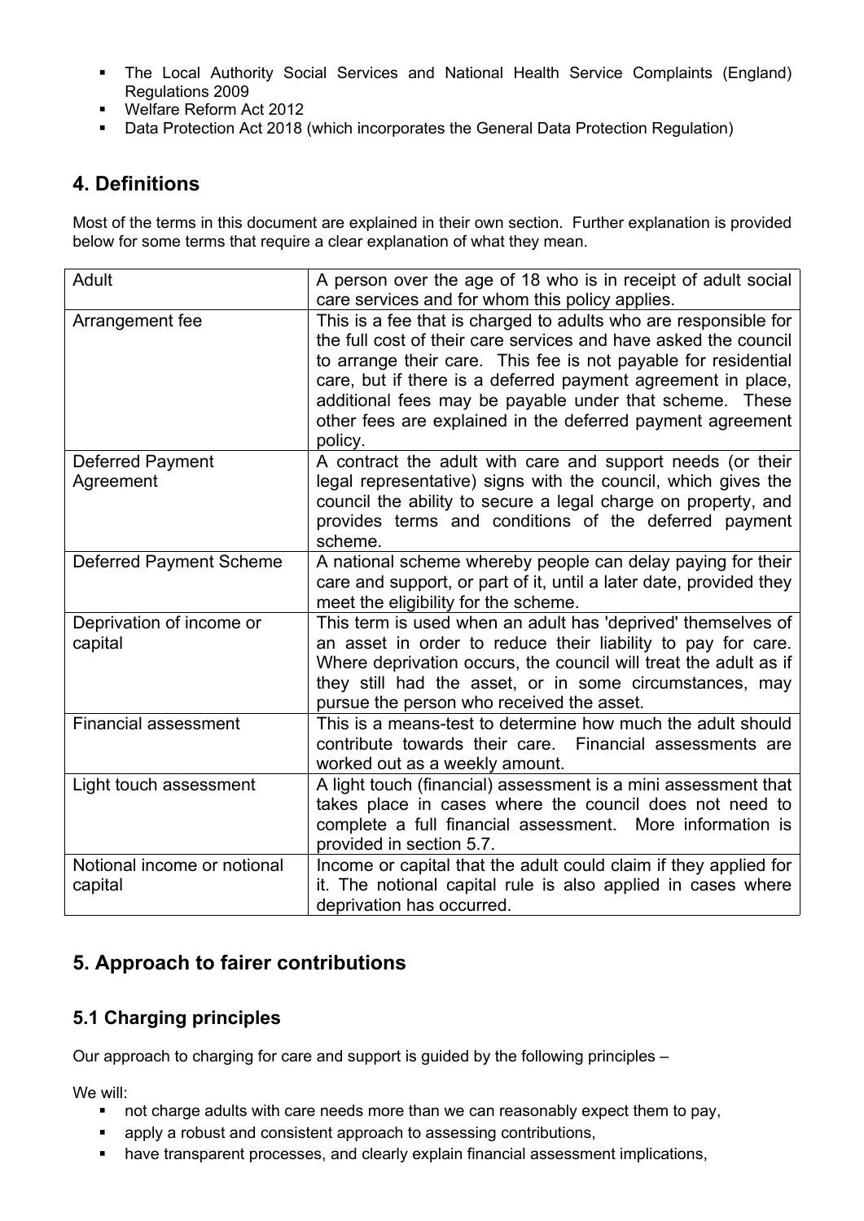- The Local Authority Social Services and National Health Service Complaints (England) Regulations 2009
- Welfare Reform Act 2012
- Data Protection Act 2018 (which incorporates the General Data Protection Regulation)

## 4. Definitions

Most of the terms in this document are explained in their own section. Further explanation is provided below for some terms that require a clear explanation of what they mean.

| | |
|---|---|
| Adult | A person over the age of 18 who is in receipt of adult social care services and for whom this policy applies. |
| Arrangement fee | This is a fee that is charged to adults who are responsible for the full cost of their care services and have asked the council to arrange their care. This fee is not payable for residential care, but if there is a deferred payment agreement in place, additional fees may be payable under that scheme. These other fees are explained in the deferred payment agreement policy. |
| Deferred Payment Agreement | A contract the adult with care and support needs (or their legal representative) signs with the council, which gives the council the ability to secure a legal charge on property, and provides terms and conditions of the deferred payment scheme. |
| Deferred Payment Scheme | A national scheme whereby people can delay paying for their care and support, or part of it, until a later date, provided they meet the eligibility for the scheme. |
| Deprivation of income or capital | This term is used when an adult has 'deprived' themselves of an asset in order to reduce their liability to pay for care. Where deprivation occurs, the council will treat the adult as if they still had the asset, or in some circumstances, may pursue the person who received the asset. |
| Financial assessment | This is a means-test to determine how much the adult should contribute towards their care. Financial assessments are worked out as a weekly amount. |
| Light touch assessment | A light touch (financial) assessment is a mini assessment that takes place in cases where the council does not need to complete a full financial assessment. More information is provided in section 5.7. |
| Notional income or notional capital | Income or capital that the adult could claim if they applied for it. The notional capital rule is also applied in cases where deprivation has occurred. |

## 5. Approach to fairer contributions

### 5.1 Charging principles

Our approach to charging for care and support is guided by the following principles –

We will:

- not charge adults with care needs more than we can reasonably expect them to pay,
- apply a robust and consistent approach to assessing contributions,
- have transparent processes, and clearly explain financial assessment implications,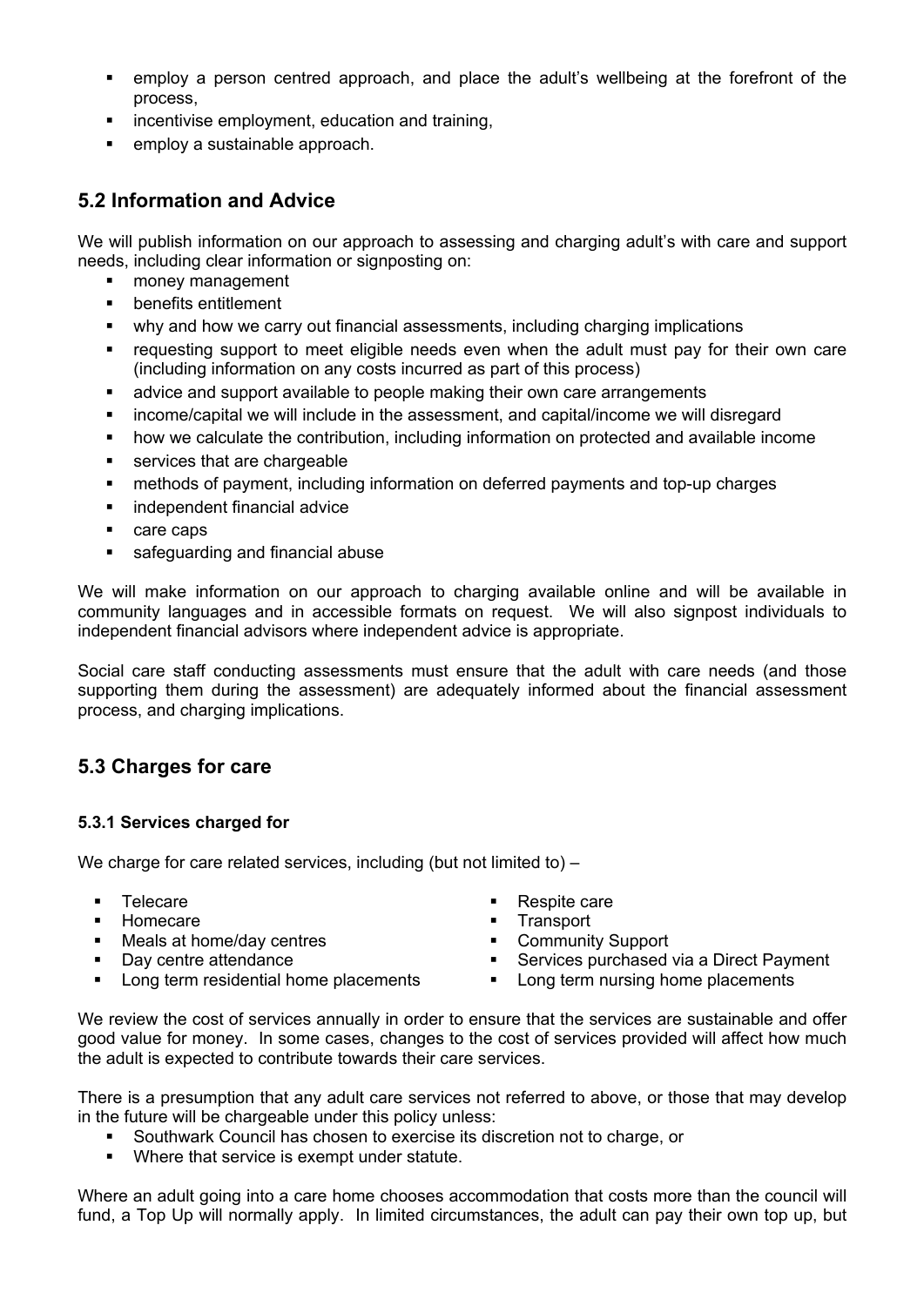- employ a person centred approach, and place the adult's wellbeing at the forefront of the process,
- incentivise employment, education and training,
- employ a sustainable approach.

## 5.2 Information and Advice

We will publish information on our approach to assessing and charging adult's with care and support needs, including clear information or signposting on:

- money management
- benefits entitlement
- why and how we carry out financial assessments, including charging implications
- requesting support to meet eligible needs even when the adult must pay for their own care (including information on any costs incurred as part of this process)
- advice and support available to people making their own care arrangements
- income/capital we will include in the assessment, and capital/income we will disregard
- how we calculate the contribution, including information on protected and available income
- services that are chargeable
- methods of payment, including information on deferred payments and top-up charges
- independent financial advice
- care caps
- safeguarding and financial abuse

We will make information on our approach to charging available online and will be available in community languages and in accessible formats on request. We will also signpost individuals to independent financial advisors where independent advice is appropriate.

Social care staff conducting assessments must ensure that the adult with care needs (and those supporting them during the assessment) are adequately informed about the financial assessment process, and charging implications.

## 5.3 Charges for care

### 5.3.1 Services charged for

We charge for care related services, including (but not limited to) –

- Telecare
- Homecare
- Meals at home/day centres
- Day centre attendance
- Long term residential home placements
- Respite care
- Transport
- Community Support
- Services purchased via a Direct Payment
- Long term nursing home placements

We review the cost of services annually in order to ensure that the services are sustainable and offer good value for money. In some cases, changes to the cost of services provided will affect how much the adult is expected to contribute towards their care services.

There is a presumption that any adult care services not referred to above, or those that may develop in the future will be chargeable under this policy unless:

- Southwark Council has chosen to exercise its discretion not to charge, or
- Where that service is exempt under statute.

Where an adult going into a care home chooses accommodation that costs more than the council will fund, a Top Up will normally apply. In limited circumstances, the adult can pay their own top up, but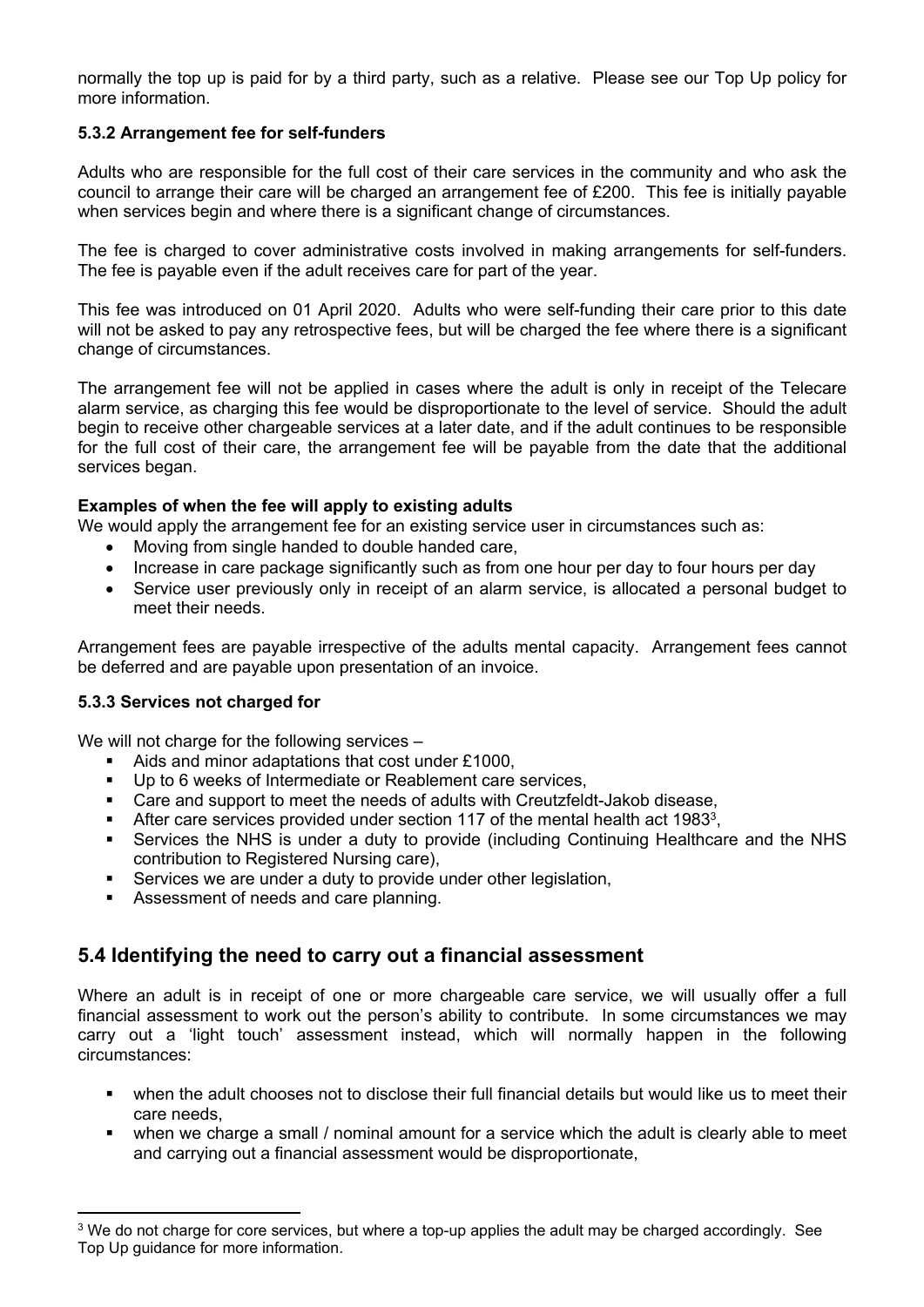normally the top up is paid for by a third party, such as a relative. Please see our Top Up policy for more information.

### 5.3.2 Arrangement fee for self-funders

Adults who are responsible for the full cost of their care services in the community and who ask the council to arrange their care will be charged an arrangement fee of £200. This fee is initially payable when services begin and where there is a significant change of circumstances.

The fee is charged to cover administrative costs involved in making arrangements for self-funders. The fee is payable even if the adult receives care for part of the year.

This fee was introduced on 01 April 2020. Adults who were self-funding their care prior to this date will not be asked to pay any retrospective fees, but will be charged the fee where there is a significant change of circumstances.

The arrangement fee will not be applied in cases where the adult is only in receipt of the Telecare alarm service, as charging this fee would be disproportionate to the level of service. Should the adult begin to receive other chargeable services at a later date, and if the adult continues to be responsible for the full cost of their care, the arrangement fee will be payable from the date that the additional services began.

**Examples of when the fee will apply to existing adults**

We would apply the arrangement fee for an existing service user in circumstances such as:

- Moving from single handed to double handed care,
- Increase in care package significantly such as from one hour per day to four hours per day
- Service user previously only in receipt of an alarm service, is allocated a personal budget to meet their needs.

Arrangement fees are payable irrespective of the adults mental capacity. Arrangement fees cannot be deferred and are payable upon presentation of an invoice.

### 5.3.3 Services not charged for

We will not charge for the following services –

- Aids and minor adaptations that cost under £1000,
- Up to 6 weeks of Intermediate or Reablement care services,
- Care and support to meet the needs of adults with Creutzfeldt-Jakob disease,
- After care services provided under section 117 of the mental health act 1983[3],
- Services the NHS is under a duty to provide (including Continuing Healthcare and the NHS contribution to Registered Nursing care),
- Services we are under a duty to provide under other legislation,
- Assessment of needs and care planning.

## 5.4 Identifying the need to carry out a financial assessment

Where an adult is in receipt of one or more chargeable care service, we will usually offer a full financial assessment to work out the person's ability to contribute. In some circumstances we may carry out a 'light touch' assessment instead, which will normally happen in the following circumstances:

- when the adult chooses not to disclose their full financial details but would like us to meet their care needs,
- when we charge a small / nominal amount for a service which the adult is clearly able to meet and carrying out a financial assessment would be disproportionate,

[3] We do not charge for core services, but where a top-up applies the adult may be charged accordingly. See Top Up guidance for more information.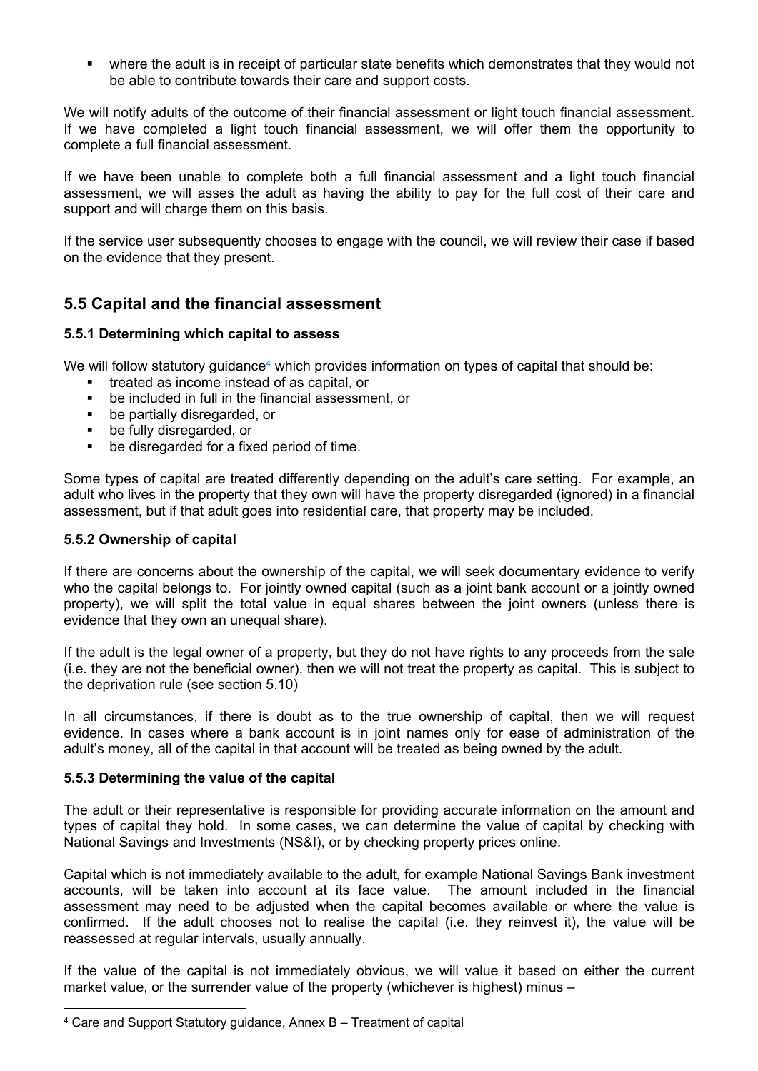- where the adult is in receipt of particular state benefits which demonstrates that they would not be able to contribute towards their care and support costs.

We will notify adults of the outcome of their financial assessment or light touch financial assessment. If we have completed a light touch financial assessment, we will offer them the opportunity to complete a full financial assessment.

If we have been unable to complete both a full financial assessment and a light touch financial assessment, we will asses the adult as having the ability to pay for the full cost of their care and support and will charge them on this basis.

If the service user subsequently chooses to engage with the council, we will review their case if based on the evidence that they present.

## 5.5 Capital and the financial assessment

### 5.5.1 Determining which capital to assess

We will follow statutory guidance[4] which provides information on types of capital that should be:

- treated as income instead of as capital, or
- be included in full in the financial assessment, or
- be partially disregarded, or
- be fully disregarded, or
- be disregarded for a fixed period of time.

Some types of capital are treated differently depending on the adult's care setting. For example, an adult who lives in the property that they own will have the property disregarded (ignored) in a financial assessment, but if that adult goes into residential care, that property may be included.

### 5.5.2 Ownership of capital

If there are concerns about the ownership of the capital, we will seek documentary evidence to verify who the capital belongs to. For jointly owned capital (such as a joint bank account or a jointly owned property), we will split the total value in equal shares between the joint owners (unless there is evidence that they own an unequal share).

If the adult is the legal owner of a property, but they do not have rights to any proceeds from the sale (i.e. they are not the beneficial owner), then we will not treat the property as capital. This is subject to the deprivation rule (see section 5.10)

In all circumstances, if there is doubt as to the true ownership of capital, then we will request evidence. In cases where a bank account is in joint names only for ease of administration of the adult's money, all of the capital in that account will be treated as being owned by the adult.

### 5.5.3 Determining the value of the capital

The adult or their representative is responsible for providing accurate information on the amount and types of capital they hold. In some cases, we can determine the value of capital by checking with National Savings and Investments (NS&I), or by checking property prices online.

Capital which is not immediately available to the adult, for example National Savings Bank investment accounts, will be taken into account at its face value. The amount included in the financial assessment may need to be adjusted when the capital becomes available or where the value is confirmed. If the adult chooses not to realise the capital (i.e. they reinvest it), the value will be reassessed at regular intervals, usually annually.

If the value of the capital is not immediately obvious, we will value it based on either the current market value, or the surrender value of the property (whichever is highest) minus –

[4] Care and Support Statutory guidance, Annex B – Treatment of capital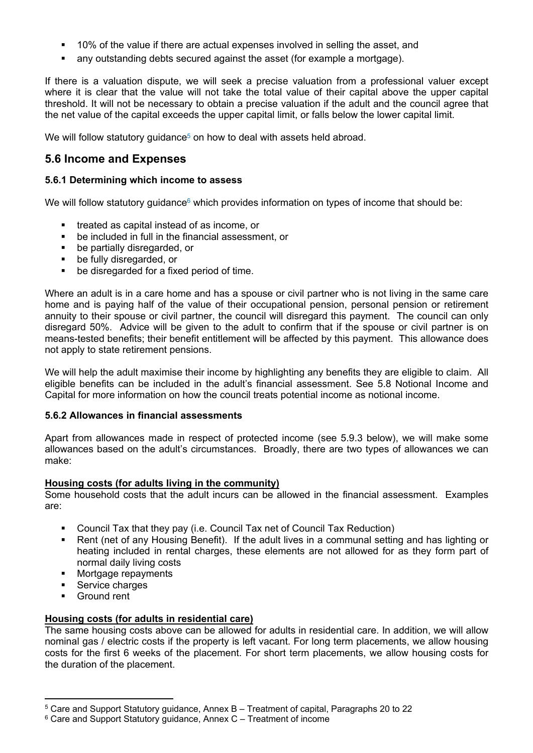- 10% of the value if there are actual expenses involved in selling the asset, and
- any outstanding debts secured against the asset (for example a mortgage).

If there is a valuation dispute, we will seek a precise valuation from a professional valuer except where it is clear that the value will not take the total value of their capital above the upper capital threshold. It will not be necessary to obtain a precise valuation if the adult and the council agree that the net value of the capital exceeds the upper capital limit, or falls below the lower capital limit.

We will follow statutory guidance[5] on how to deal with assets held abroad.

## 5.6 Income and Expenses

### 5.6.1 Determining which income to assess

We will follow statutory guidance[6] which provides information on types of income that should be:

- treated as capital instead of as income, or
- be included in full in the financial assessment, or
- be partially disregarded, or
- be fully disregarded, or
- be disregarded for a fixed period of time.

Where an adult is in a care home and has a spouse or civil partner who is not living in the same care home and is paying half of the value of their occupational pension, personal pension or retirement annuity to their spouse or civil partner, the council will disregard this payment. The council can only disregard 50%. Advice will be given to the adult to confirm that if the spouse or civil partner is on means-tested benefits; their benefit entitlement will be affected by this payment. This allowance does not apply to state retirement pensions.

We will help the adult maximise their income by highlighting any benefits they are eligible to claim. All eligible benefits can be included in the adult's financial assessment. See 5.8 Notional Income and Capital for more information on how the council treats potential income as notional income.

### 5.6.2 Allowances in financial assessments

Apart from allowances made in respect of protected income (see 5.9.3 below), we will make some allowances based on the adult's circumstances. Broadly, there are two types of allowances we can make:

**Housing costs (for adults living in the community)**

Some household costs that the adult incurs can be allowed in the financial assessment. Examples are:

- Council Tax that they pay (i.e. Council Tax net of Council Tax Reduction)
- Rent (net of any Housing Benefit). If the adult lives in a communal setting and has lighting or heating included in rental charges, these elements are not allowed for as they form part of normal daily living costs
- Mortgage repayments
- Service charges
- Ground rent

**Housing costs (for adults in residential care)**

The same housing costs above can be allowed for adults in residential care. In addition, we will allow nominal gas / electric costs if the property is left vacant. For long term placements, we allow housing costs for the first 6 weeks of the placement. For short term placements, we allow housing costs for the duration of the placement.

---

[5] Care and Support Statutory guidance, Annex B – Treatment of capital, Paragraphs 20 to 22

[6] Care and Support Statutory guidance, Annex C – Treatment of income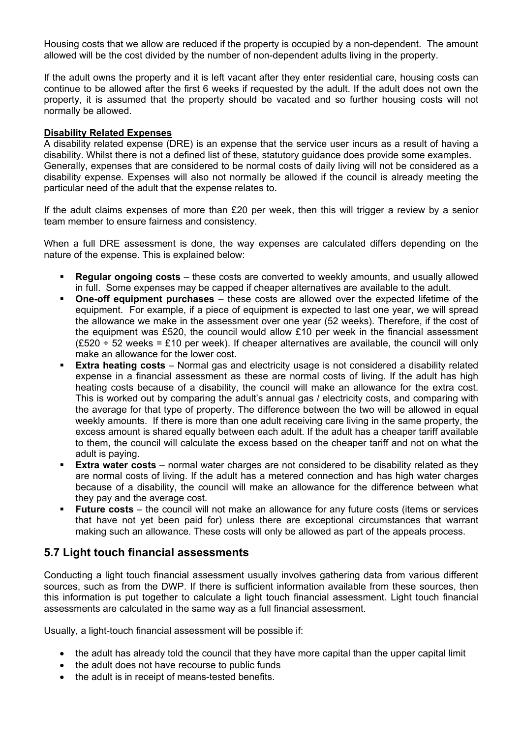Housing costs that we allow are reduced if the property is occupied by a non-dependent. The amount allowed will be the cost divided by the number of non-dependent adults living in the property.

If the adult owns the property and it is left vacant after they enter residential care, housing costs can continue to be allowed after the first 6 weeks if requested by the adult. If the adult does not own the property, it is assumed that the property should be vacated and so further housing costs will not normally be allowed.

**Disability Related Expenses**

A disability related expense (DRE) is an expense that the service user incurs as a result of having a disability. Whilst there is not a defined list of these, statutory guidance does provide some examples. Generally, expenses that are considered to be normal costs of daily living will not be considered as a disability expense. Expenses will also not normally be allowed if the council is already meeting the particular need of the adult that the expense relates to.

If the adult claims expenses of more than £20 per week, then this will trigger a review by a senior team member to ensure fairness and consistency.

When a full DRE assessment is done, the way expenses are calculated differs depending on the nature of the expense. This is explained below:

- **Regular ongoing costs** – these costs are converted to weekly amounts, and usually allowed in full. Some expenses may be capped if cheaper alternatives are available to the adult.
- **One-off equipment purchases** – these costs are allowed over the expected lifetime of the equipment. For example, if a piece of equipment is expected to last one year, we will spread the allowance we make in the assessment over one year (52 weeks). Therefore, if the cost of the equipment was £520, the council would allow £10 per week in the financial assessment (£520 ÷ 52 weeks = £10 per week). If cheaper alternatives are available, the council will only make an allowance for the lower cost.
- **Extra heating costs** – Normal gas and electricity usage is not considered a disability related expense in a financial assessment as these are normal costs of living. If the adult has high heating costs because of a disability, the council will make an allowance for the extra cost. This is worked out by comparing the adult's annual gas / electricity costs, and comparing with the average for that type of property. The difference between the two will be allowed in equal weekly amounts. If there is more than one adult receiving care living in the same property, the excess amount is shared equally between each adult. If the adult has a cheaper tariff available to them, the council will calculate the excess based on the cheaper tariff and not on what the adult is paying.
- **Extra water costs** – normal water charges are not considered to be disability related as they are normal costs of living. If the adult has a metered connection and has high water charges because of a disability, the council will make an allowance for the difference between what they pay and the average cost.
- **Future costs** – the council will not make an allowance for any future costs (items or services that have not yet been paid for) unless there are exceptional circumstances that warrant making such an allowance. These costs will only be allowed as part of the appeals process.

## 5.7 Light touch financial assessments

Conducting a light touch financial assessment usually involves gathering data from various different sources, such as from the DWP. If there is sufficient information available from these sources, then this information is put together to calculate a light touch financial assessment. Light touch financial assessments are calculated in the same way as a full financial assessment.

Usually, a light-touch financial assessment will be possible if:

- the adult has already told the council that they have more capital than the upper capital limit
- the adult does not have recourse to public funds
- the adult is in receipt of means-tested benefits.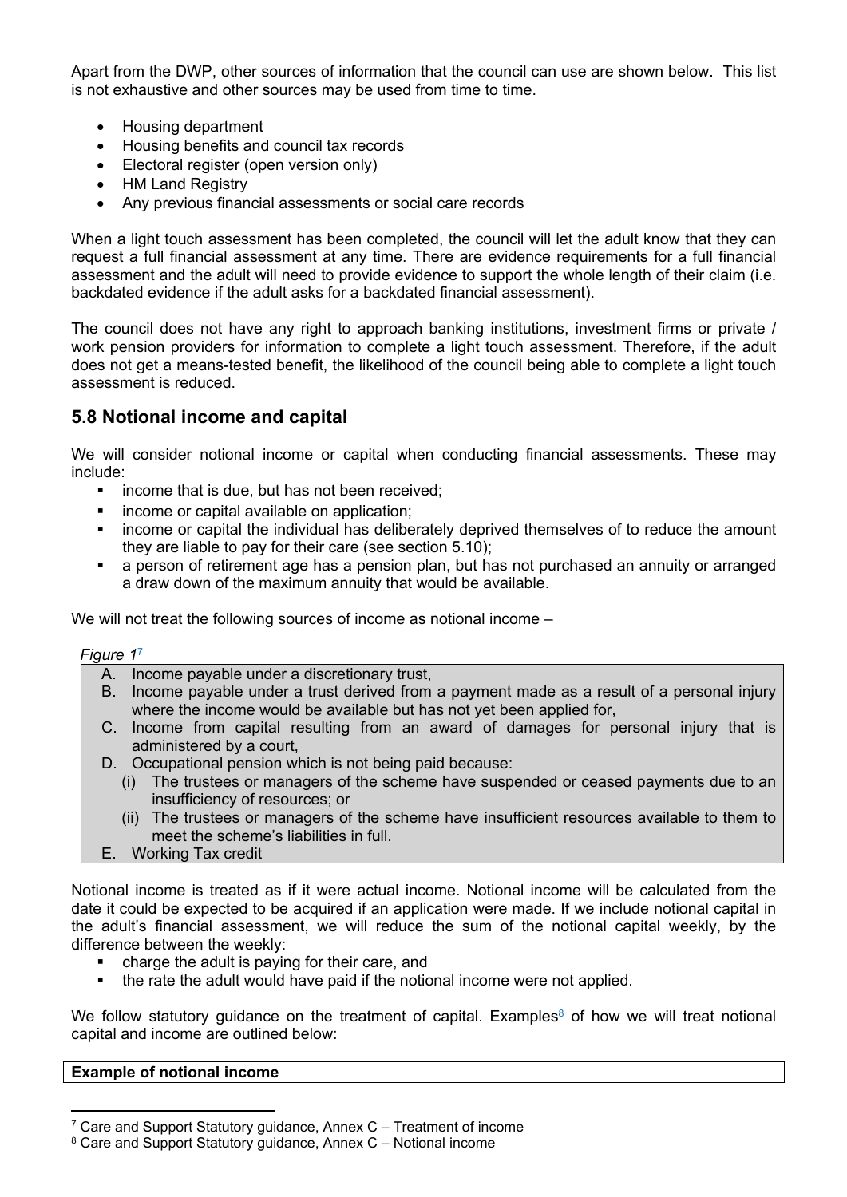Apart from the DWP, other sources of information that the council can use are shown below. This list is not exhaustive and other sources may be used from time to time.

- Housing department
- Housing benefits and council tax records
- Electoral register (open version only)
- HM Land Registry
- Any previous financial assessments or social care records

When a light touch assessment has been completed, the council will let the adult know that they can request a full financial assessment at any time. There are evidence requirements for a full financial assessment and the adult will need to provide evidence to support the whole length of their claim (i.e. backdated evidence if the adult asks for a backdated financial assessment).

The council does not have any right to approach banking institutions, investment firms or private / work pension providers for information to complete a light touch assessment. Therefore, if the adult does not get a means-tested benefit, the likelihood of the council being able to complete a light touch assessment is reduced.

## 5.8 Notional income and capital

We will consider notional income or capital when conducting financial assessments. These may include:

- income that is due, but has not been received;
- income or capital available on application;
- income or capital the individual has deliberately deprived themselves of to reduce the amount they are liable to pay for their care (see section 5.10);
- a person of retirement age has a pension plan, but has not purchased an annuity or arranged a draw down of the maximum annuity that would be available.

We will not treat the following sources of income as notional income –

*Figure 1*[7]

A. Income payable under a discretionary trust,
B. Income payable under a trust derived from a payment made as a result of a personal injury where the income would be available but has not yet been applied for,
C. Income from capital resulting from an award of damages for personal injury that is administered by a court,
D. Occupational pension which is not being paid because:
   (i) The trustees or managers of the scheme have suspended or ceased payments due to an insufficiency of resources; or
   (ii) The trustees or managers of the scheme have insufficient resources available to them to meet the scheme's liabilities in full.
E. Working Tax credit

Notional income is treated as if it were actual income. Notional income will be calculated from the date it could be expected to be acquired if an application were made. If we include notional capital in the adult's financial assessment, we will reduce the sum of the notional capital weekly, by the difference between the weekly:

- charge the adult is paying for their care, and
- the rate the adult would have paid if the notional income were not applied.

We follow statutory guidance on the treatment of capital. Examples[8] of how we will treat notional capital and income are outlined below:

| Example of notional income |
| --- |

[7] Care and Support Statutory guidance, Annex C – Treatment of income
[8] Care and Support Statutory guidance, Annex C – Notional income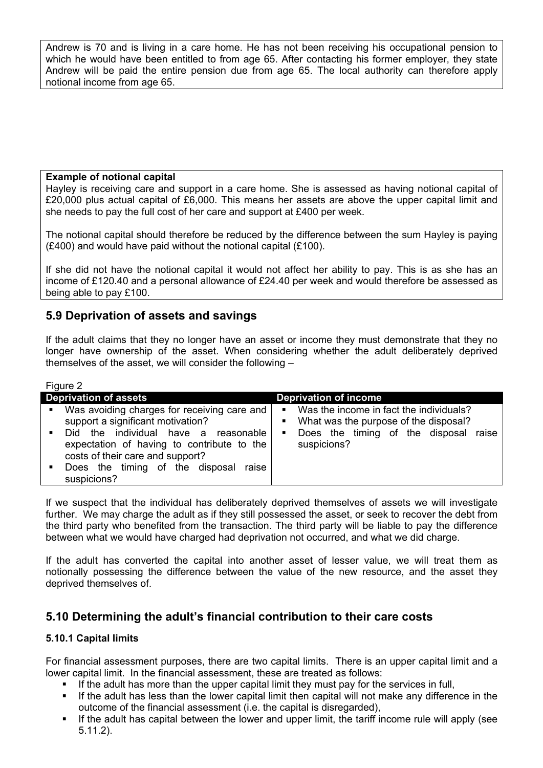Andrew is 70 and is living in a care home. He has not been receiving his occupational pension to which he would have been entitled to from age 65. After contacting his former employer, they state Andrew will be paid the entire pension due from age 65. The local authority can therefore apply notional income from age 65.

**Example of notional capital**

Hayley is receiving care and support in a care home. She is assessed as having notional capital of £20,000 plus actual capital of £6,000. This means her assets are above the upper capital limit and she needs to pay the full cost of her care and support at £400 per week.

The notional capital should therefore be reduced by the difference between the sum Hayley is paying (£400) and would have paid without the notional capital (£100).

If she did not have the notional capital it would not affect her ability to pay. This is as she has an income of £120.40 and a personal allowance of £24.40 per week and would therefore be assessed as being able to pay £100.

## 5.9 Deprivation of assets and savings

If the adult claims that they no longer have an asset or income they must demonstrate that they no longer have ownership of the asset. When considering whether the adult deliberately deprived themselves of the asset, we will consider the following –

Figure 2

| Deprivation of assets | Deprivation of income |
|---|---|
| ▪ Was avoiding charges for receiving care and support a significant motivation?<br>▪ Did the individual have a reasonable expectation of having to contribute to the costs of their care and support?<br>▪ Does the timing of the disposal raise suspicions? | ▪ Was the income in fact the individuals?<br>▪ What was the purpose of the disposal?<br>▪ Does the timing of the disposal raise suspicions? |

If we suspect that the individual has deliberately deprived themselves of assets we will investigate further. We may charge the adult as if they still possessed the asset, or seek to recover the debt from the third party who benefited from the transaction. The third party will be liable to pay the difference between what we would have charged had deprivation not occurred, and what we did charge.

If the adult has converted the capital into another asset of lesser value, we will treat them as notionally possessing the difference between the value of the new resource, and the asset they deprived themselves of.

## 5.10 Determining the adult's financial contribution to their care costs

### 5.10.1 Capital limits

For financial assessment purposes, there are two capital limits. There is an upper capital limit and a lower capital limit. In the financial assessment, these are treated as follows:

- If the adult has more than the upper capital limit they must pay for the services in full,
- If the adult has less than the lower capital limit then capital will not make any difference in the outcome of the financial assessment (i.e. the capital is disregarded),
- If the adult has capital between the lower and upper limit, the tariff income rule will apply (see 5.11.2).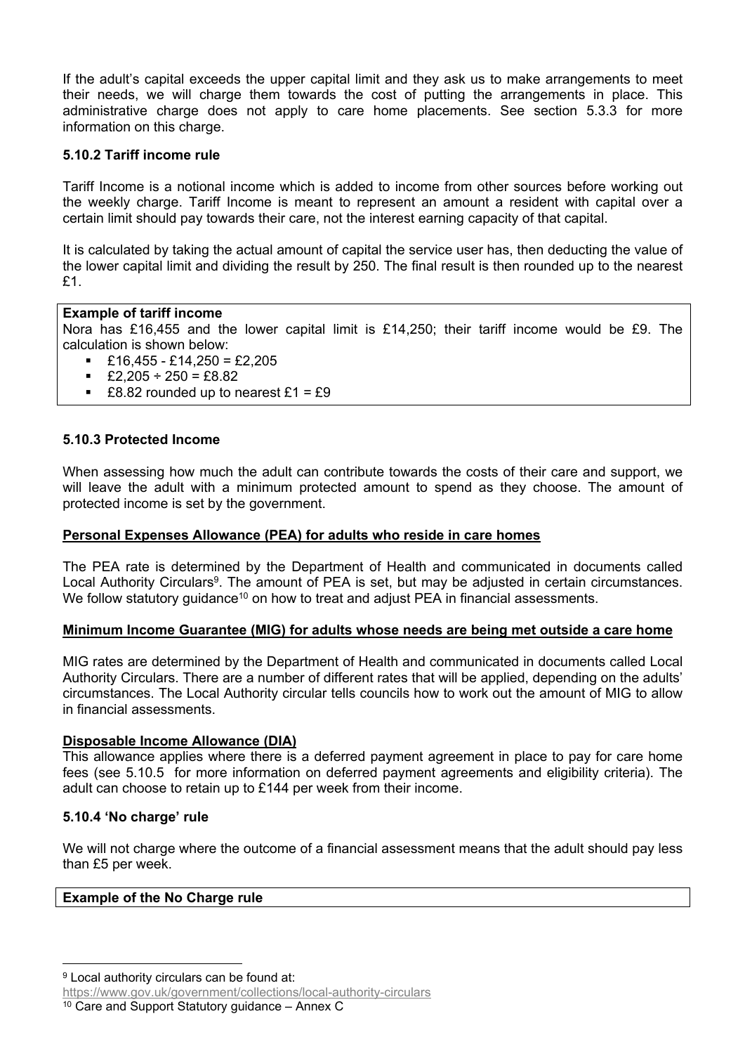If the adult's capital exceeds the upper capital limit and they ask us to make arrangements to meet their needs, we will charge them towards the cost of putting the arrangements in place. This administrative charge does not apply to care home placements. See section 5.3.3 for more information on this charge.

### 5.10.2 Tariff income rule

Tariff Income is a notional income which is added to income from other sources before working out the weekly charge. Tariff Income is meant to represent an amount a resident with capital over a certain limit should pay towards their care, not the interest earning capacity of that capital.

It is calculated by taking the actual amount of capital the service user has, then deducting the value of the lower capital limit and dividing the result by 250. The final result is then rounded up to the nearest £1.

**Example of tariff income**

Nora has £16,455 and the lower capital limit is £14,250; their tariff income would be £9. The calculation is shown below:

- £16,455 - £14,250 = £2,205
- £2,205 ÷ 250 = £8.82
- £8.82 rounded up to nearest £1 = £9

### 5.10.3 Protected Income

When assessing how much the adult can contribute towards the costs of their care and support, we will leave the adult with a minimum protected amount to spend as they choose. The amount of protected income is set by the government.

**Personal Expenses Allowance (PEA) for adults who reside in care homes**

The PEA rate is determined by the Department of Health and communicated in documents called Local Authority Circulars[9]. The amount of PEA is set, but may be adjusted in certain circumstances. We follow statutory guidance[10] on how to treat and adjust PEA in financial assessments.

**Minimum Income Guarantee (MIG) for adults whose needs are being met outside a care home**

MIG rates are determined by the Department of Health and communicated in documents called Local Authority Circulars. There are a number of different rates that will be applied, depending on the adults' circumstances. The Local Authority circular tells councils how to work out the amount of MIG to allow in financial assessments.

**Disposable Income Allowance (DIA)**

This allowance applies where there is a deferred payment agreement in place to pay for care home fees (see 5.10.5 for more information on deferred payment agreements and eligibility criteria). The adult can choose to retain up to £144 per week from their income.

### 5.10.4 'No charge' rule

We will not charge where the outcome of a financial assessment means that the adult should pay less than £5 per week.

**Example of the No Charge rule**

---

[9] Local authority circulars can be found at: https://www.gov.uk/government/collections/local-authority-circulars

[10] Care and Support Statutory guidance – Annex C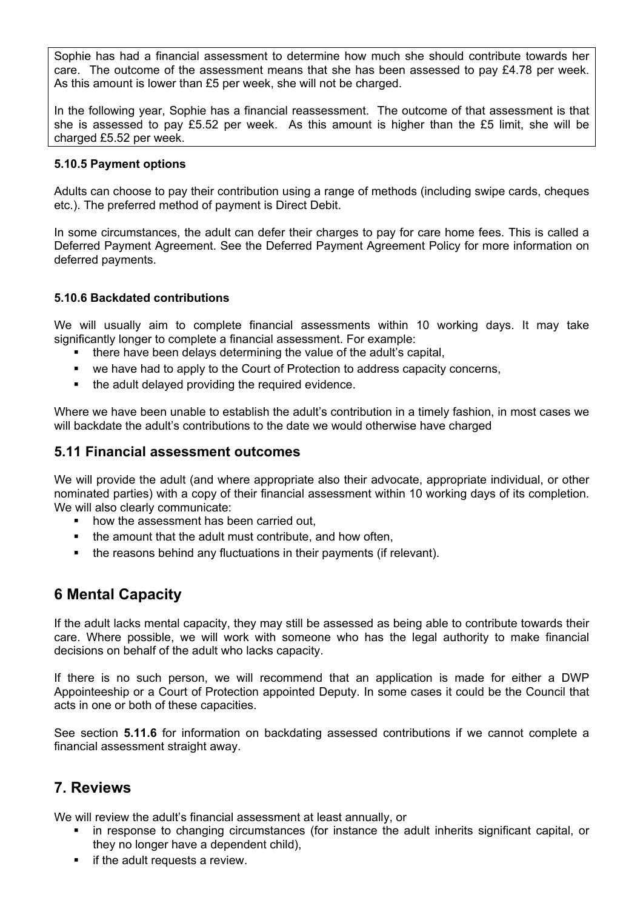Sophie has had a financial assessment to determine how much she should contribute towards her care. The outcome of the assessment means that she has been assessed to pay £4.78 per week. As this amount is lower than £5 per week, she will not be charged.

In the following year, Sophie has a financial reassessment. The outcome of that assessment is that she is assessed to pay £5.52 per week. As this amount is higher than the £5 limit, she will be charged £5.52 per week.

#### 5.10.5 Payment options

Adults can choose to pay their contribution using a range of methods (including swipe cards, cheques etc.). The preferred method of payment is Direct Debit.

In some circumstances, the adult can defer their charges to pay for care home fees. This is called a Deferred Payment Agreement. See the Deferred Payment Agreement Policy for more information on deferred payments.

#### 5.10.6 Backdated contributions

We will usually aim to complete financial assessments within 10 working days. It may take significantly longer to complete a financial assessment. For example:

- there have been delays determining the value of the adult's capital,
- we have had to apply to the Court of Protection to address capacity concerns,
- the adult delayed providing the required evidence.

Where we have been unable to establish the adult's contribution in a timely fashion, in most cases we will backdate the adult's contributions to the date we would otherwise have charged

### 5.11 Financial assessment outcomes

We will provide the adult (and where appropriate also their advocate, appropriate individual, or other nominated parties) with a copy of their financial assessment within 10 working days of its completion. We will also clearly communicate:

- how the assessment has been carried out,
- the amount that the adult must contribute, and how often,
- the reasons behind any fluctuations in their payments (if relevant).

## 6 Mental Capacity

If the adult lacks mental capacity, they may still be assessed as being able to contribute towards their care. Where possible, we will work with someone who has the legal authority to make financial decisions on behalf of the adult who lacks capacity.

If there is no such person, we will recommend that an application is made for either a DWP Appointeeship or a Court of Protection appointed Deputy. In some cases it could be the Council that acts in one or both of these capacities.

See section **5.11.6** for information on backdating assessed contributions if we cannot complete a financial assessment straight away.

## 7. Reviews

We will review the adult's financial assessment at least annually, or

- in response to changing circumstances (for instance the adult inherits significant capital, or they no longer have a dependent child),
- if the adult requests a review.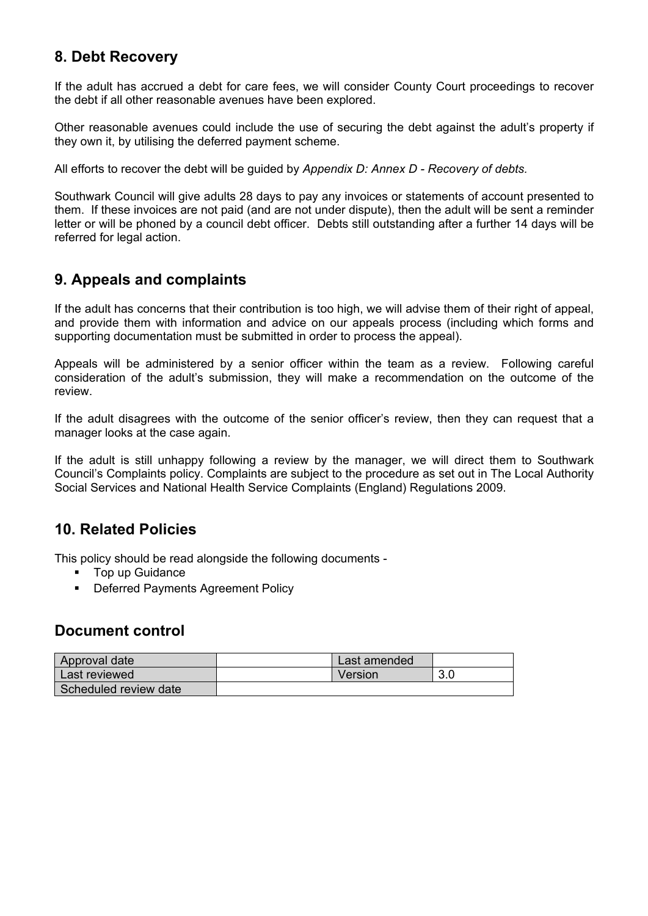## 8. Debt Recovery

If the adult has accrued a debt for care fees, we will consider County Court proceedings to recover the debt if all other reasonable avenues have been explored.

Other reasonable avenues could include the use of securing the debt against the adult's property if they own it, by utilising the deferred payment scheme.

All efforts to recover the debt will be guided by *Appendix D: Annex D - Recovery of debts*.

Southwark Council will give adults 28 days to pay any invoices or statements of account presented to them. If these invoices are not paid (and are not under dispute), then the adult will be sent a reminder letter or will be phoned by a council debt officer. Debts still outstanding after a further 14 days will be referred for legal action.

## 9. Appeals and complaints

If the adult has concerns that their contribution is too high, we will advise them of their right of appeal, and provide them with information and advice on our appeals process (including which forms and supporting documentation must be submitted in order to process the appeal).

Appeals will be administered by a senior officer within the team as a review. Following careful consideration of the adult's submission, they will make a recommendation on the outcome of the review.

If the adult disagrees with the outcome of the senior officer's review, then they can request that a manager looks at the case again.

If the adult is still unhappy following a review by the manager, we will direct them to Southwark Council's Complaints policy. Complaints are subject to the procedure as set out in The Local Authority Social Services and National Health Service Complaints (England) Regulations 2009.

## 10. Related Policies

This policy should be read alongside the following documents -

- Top up Guidance
- Deferred Payments Agreement Policy

## Document control

| | | | |
|---|---|---|---|
| Approval date | | Last amended | |
| Last reviewed | | Version | 3.0 |
| Scheduled review date | | | |